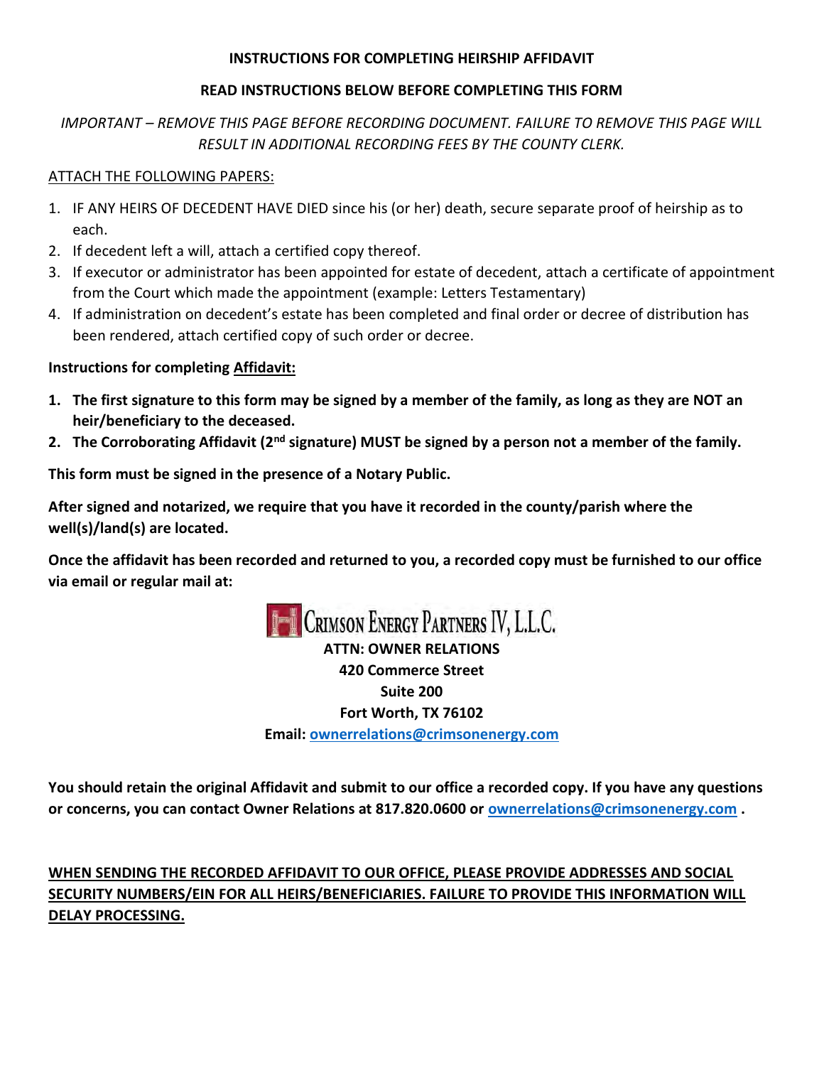**INSTRUCTIONS FOR COMPLETING HEIRSHIP AFFIDAVIT**

**READ INSTRUCTIONS BELOW BEFORE COMPLETING THIS FORM**

*IMPORTANT – REMOVE THIS PAGE BEFORE RECORDING DOCUMENT. FAILURE TO REMOVE THIS PAGE WILL RESULT IN ADDITIONAL RECORDING FEES BY THE COUNTY CLERK.*

<u>ATTACH THE FOLLOWING PAPERS:</u>

1. IF ANY HEIRS OF DECEDENT HAVE DIED since his (or her) death, secure separate proof of heirship as to each.
2. If decedent left a will, attach a certified copy thereof.
3. If executor or administrator has been appointed for estate of decedent, attach a certificate of appointment from the Court which made the appointment (example: Letters Testamentary)
4. If administration on decedent's estate has been completed and final order or decree of distribution has been rendered, attach certified copy of such order or decree.

**Instructions for completing <u>Affidavit:</u>**

1. **The first signature to this form may be signed by a member of the family, as long as they are NOT an heir/beneficiary to the deceased.**
2. **The Corroborating Affidavit (2nd signature) MUST be signed by a person not a member of the family.**

**This form must be signed in the presence of a Notary Public.**

**After signed and notarized, we require that you have it recorded in the county/parish where the well(s)/land(s) are located.**

**Once the affidavit has been recorded and returned to you, a recorded copy must be furnished to our office via email or regular mail at:**

CRIMSON ENERGY PARTNERS IV, L.L.C.
**ATTN: OWNER RELATIONS**
**420 Commerce Street**
**Suite 200**
**Fort Worth, TX 76102**
**Email: ownerrelations@crimsonenergy.com**

**You should retain the original Affidavit and submit to our office a recorded copy. If you have any questions or concerns, you can contact Owner Relations at 817.820.0600 or ownerrelations@crimsonenergy.com .**

**<u>WHEN SENDING THE RECORDED AFFIDAVIT TO OUR OFFICE, PLEASE PROVIDE ADDRESSES AND SOCIAL SECURITY NUMBERS/EIN FOR ALL HEIRS/BENEFICIARIES. FAILURE TO PROVIDE THIS INFORMATION WILL DELAY PROCESSING.</u>**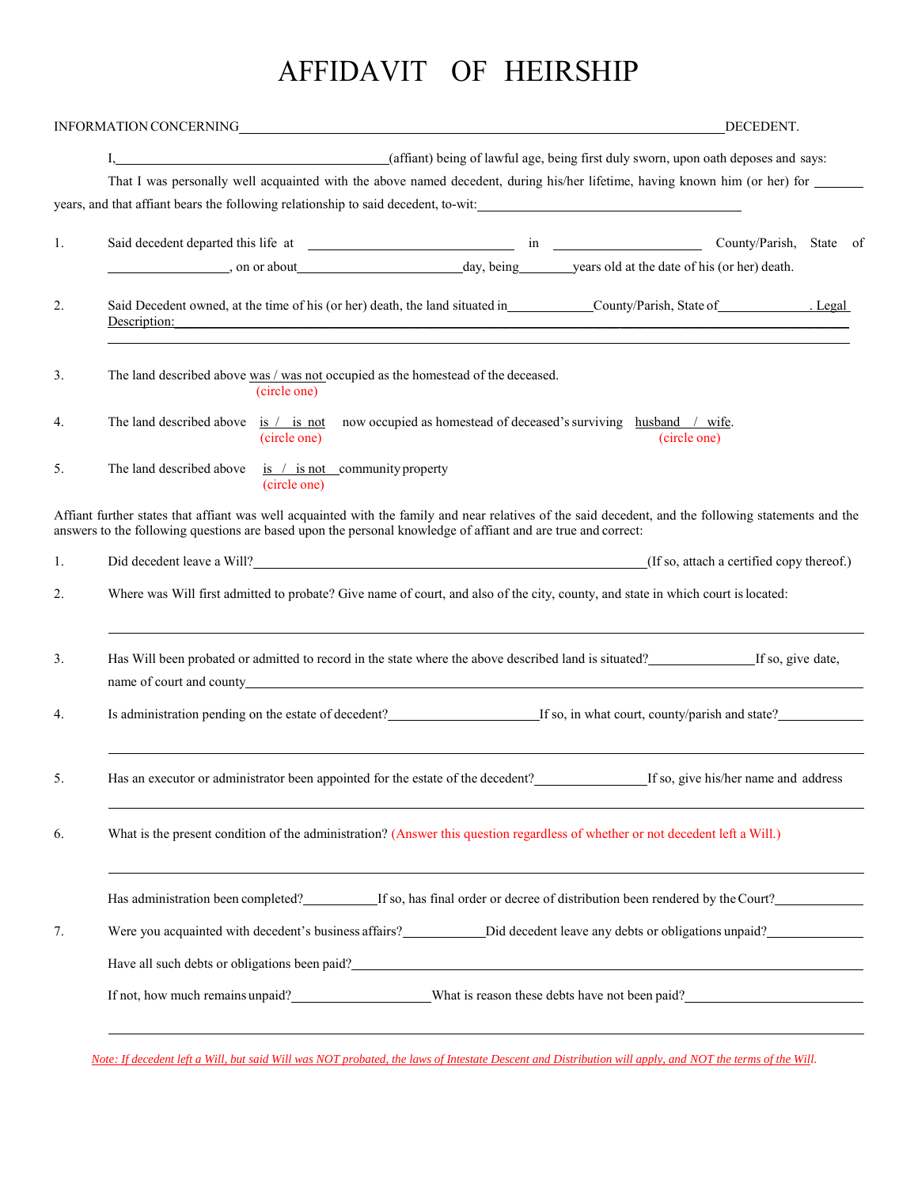# AFFIDAVIT OF HEIRSHIP

INFORMATION CONCERNING ______________________________________________ DECEDENT.

I, ______________________________ (affiant) being of lawful age, being first duly sworn, upon oath deposes and says:

That I was personally well acquainted with the above named decedent, during his/her lifetime, having known him (or her) for ______ years, and that affiant bears the following relationship to said decedent, to-wit: ______________________________

1. Said decedent departed this life at ______________________ in ________________ County/Parish, State of ______________, on or about __________________ day, being ______ years old at the date of his (or her) death.

2. Said Decedent owned, at the time of his (or her) death, the land situated in __________ County/Parish, State of __________. Legal Description: ______________________________________________

   ______________________________________________

3. The land described above was / was not occupied as the homestead of the deceased.
   (circle one)

4. The land described above is / is not now occupied as homestead of deceased's surviving husband / wife.
   (circle one) (circle one)

5. The land described above is / is not community property
   (circle one)

Affiant further states that affiant was well acquainted with the family and near relatives of the said decedent, and the following statements and the answers to the following questions are based upon the personal knowledge of affiant and are true and correct:

1. Did decedent leave a Will? ______________________________ (If so, attach a certified copy thereof.)

2. Where was Will first admitted to probate? Give name of court, and also of the city, county, and state in which court is located:

   ______________________________________________

3. Has Will been probated or admitted to record in the state where the above described land is situated? ____________ If so, give date, name of court and county ______________________________

4. Is administration pending on the estate of decedent? ________________ If so, in what court, county/parish and state? __________

   ______________________________________________

5. Has an executor or administrator been appointed for the estate of the decedent? ____________ If so, give his/her name and address

   ______________________________________________

6. What is the present condition of the administration? (Answer this question regardless of whether or not decedent left a Will.)

   ______________________________________________

   Has administration been completed? __________ If so, has final order or decree of distribution been rendered by the Court? __________

7. Were you acquainted with decedent's business affairs? __________ Did decedent leave any debts or obligations unpaid? __________

   Have all such debts or obligations been paid? ______________________________

   If not, how much remains unpaid? ________________ What is reason these debts have not been paid? ________________

   ______________________________________________

*Note: If decedent left a Will, but said Will was NOT probated, the laws of Intestate Descent and Distribution will apply, and NOT the terms of the Will.*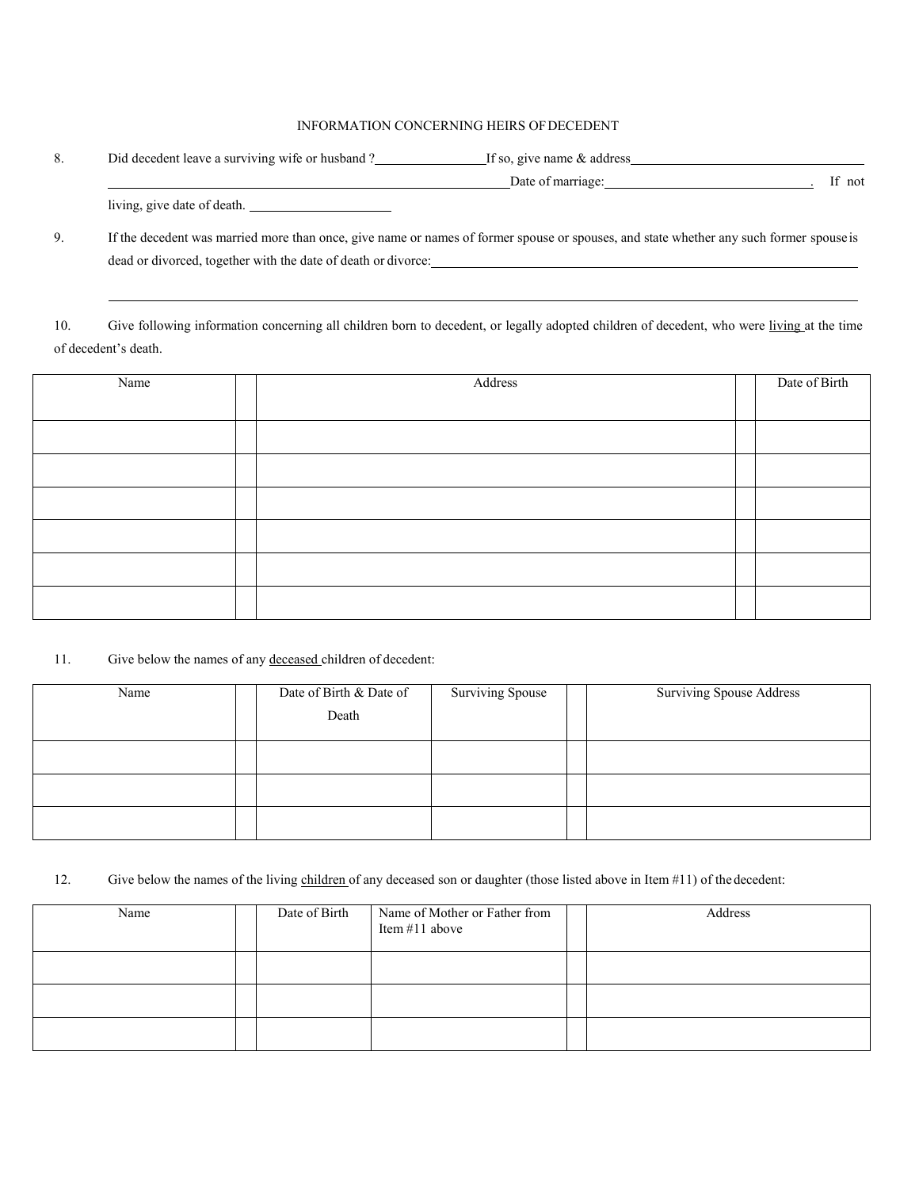INFORMATION CONCERNING HEIRS OF DECEDENT

8. Did decedent leave a surviving wife or husband ?\_\_\_\_\_\_\_\_\_\_\_\_\_\_\_\_If so, give name & address\_\_\_\_\_\_\_\_\_\_\_\_\_\_\_\_\_\_\_\_\_\_\_\_\_\_\_\_\_\_\_\_\_\_\_\_\_\_\_\_\_\_\_\_\_\_\_\_\_\_\_\_\_\_\_\_\_\_\_\_\_\_\_\_\_\_\_\_\_\_\_\_\_\_\_\_\_\_Date of marriage:\_\_\_\_\_\_\_\_\_\_\_\_\_\_\_\_\_\_\_\_\_\_\_\_\_\_\_\_\_\_. If not living, give date of death. \_\_\_\_\_\_\_\_\_\_\_\_\_\_\_\_\_\_\_\_

9. If the decedent was married more than once, give name or names of former spouse or spouses, and state whether any such former spouse is dead or divorced, together with the date of death or divorce:\_\_\_\_\_\_\_\_\_\_\_\_\_\_\_\_\_\_\_\_\_\_\_\_\_\_\_\_\_\_\_\_\_\_\_\_\_\_\_\_\_\_\_\_\_\_\_\_\_\_\_\_\_\_\_\_\_\_\_\_\_\_\_\_\_\_\_\_\_\_\_\_\_\_\_\_\_\_\_\_\_\_\_\_\_\_\_\_\_\_\_\_\_\_\_\_\_\_\_\_\_\_\_\_\_\_\_\_\_\_\_\_\_\_\_\_\_\_\_\_\_\_\_\_\_\_\_\_\_\_\_\_\_\_\_\_\_\_\_\_\_\_\_\_\_\_\_\_\_\_\_\_\_\_\_\_\_\_\_\_\_\_\_\_\_\_\_\_\_\_\_

10. Give following information concerning all children born to decedent, or legally adopted children of decedent, who were living at the time of decedent's death.

| Name | | Address | | Date of Birth |
|---|---|---|---|---|
| | | | | |
| | | | | |
| | | | | |
| | | | | |
| | | | | |
| | | | | |

11. Give below the names of any deceased children of decedent:

| Name | | Date of Birth & Date of Death | Surviving Spouse | | Surviving Spouse Address |
|---|---|---|---|---|---|
| | | | | | |
| | | | | | |
| | | | | | |

12. Give below the names of the living children of any deceased son or daughter (those listed above in Item #11) of the decedent:

| Name | | Date of Birth | Name of Mother or Father from Item #11 above | | Address |
|---|---|---|---|---|---|
| | | | | | |
| | | | | | |
| | | | | | |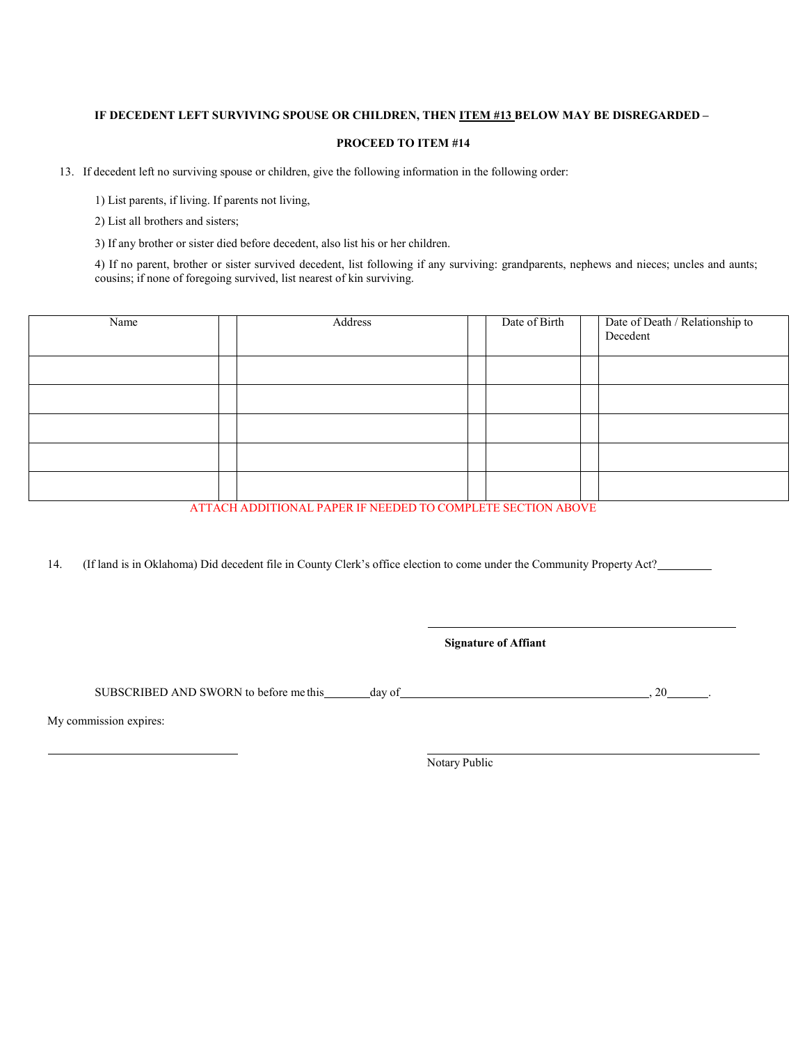**IF DECEDENT LEFT SURVIVING SPOUSE OR CHILDREN, THEN <u>ITEM #13</u> BELOW MAY BE DISREGARDED –**

**PROCEED TO ITEM #14**

13. If decedent left no surviving spouse or children, give the following information in the following order:

    1) List parents, if living. If parents not living,

    2) List all brothers and sisters;

    3) If any brother or sister died before decedent, also list his or her children.

    4) If no parent, brother or sister survived decedent, list following if any surviving: grandparents, nephews and nieces; uncles and aunts; cousins; if none of foregoing survived, list nearest of kin surviving.

| Name | Address | Date of Birth | Date of Death / Relationship to Decedent |
|---|---|---|---|
| | | | |
| | | | |
| | | | |
| | | | |
| | | | |

ATTACH ADDITIONAL PAPER IF NEEDED TO COMPLETE SECTION ABOVE

14. (If land is in Oklahoma) Did decedent file in County Clerk's office election to come under the Community Property Act? \_\_\_\_\_\_\_\_

\_\_\_\_\_\_\_\_\_\_\_\_\_\_\_\_\_\_\_\_\_\_\_\_\_\_\_\_\_\_\_\_\_\_\_\_

**Signature of Affiant**

SUBSCRIBED AND SWORN to before me this \_\_\_\_\_\_\_ day of \_\_\_\_\_\_\_\_\_\_\_\_\_\_\_\_\_\_\_\_\_\_\_\_\_\_\_\_\_\_, 20\_\_\_\_\_\_.

My commission expires:

\_\_\_\_\_\_\_\_\_\_\_\_\_\_\_\_\_\_\_\_\_\_\_\_\_\_

\_\_\_\_\_\_\_\_\_\_\_\_\_\_\_\_\_\_\_\_\_\_\_\_\_\_\_\_\_\_\_\_\_\_\_\_

Notary Public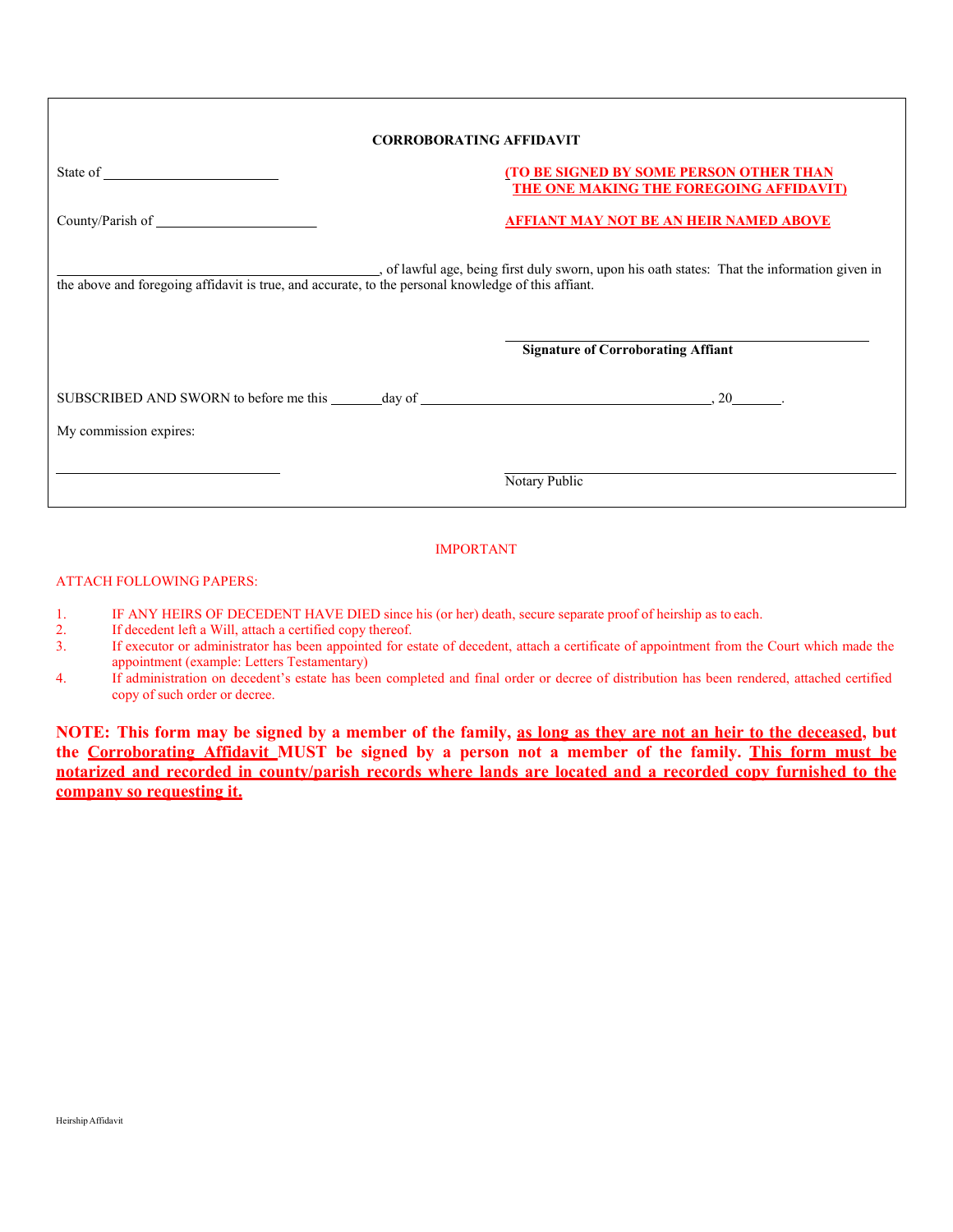## CORROBORATING AFFIDAVIT

State of ________________________

**(TO BE SIGNED BY SOME PERSON OTHER THAN THE ONE MAKING THE FOREGOING AFFIDAVIT)**

County/Parish of ______________________

**AFFIANT MAY NOT BE AN HEIR NAMED ABOVE**

_____________________________________________, of lawful age, being first duly sworn, upon his oath states: That the information given in the above and foregoing affidavit is true, and accurate, to the personal knowledge of this affiant.

_____________________________________________
**Signature of Corroborating Affiant**

SUBSCRIBED AND SWORN to before me this _______day of ________________________________________, 20_______.

My commission expires:

_______________________________

_____________________________________________
Notary Public

IMPORTANT

ATTACH FOLLOWING PAPERS:

1. IF ANY HEIRS OF DECEDENT HAVE DIED since his (or her) death, secure separate proof of heirship as to each.
2. If decedent left a Will, attach a certified copy thereof.
3. If executor or administrator has been appointed for estate of decedent, attach a certificate of appointment from the Court which made the appointment (example: Letters Testamentary)
4. If administration on decedent's estate has been completed and final order or decree of distribution has been rendered, attached certified copy of such order or decree.

**NOTE: This form may be signed by a member of the family, as long as they are not an heir to the deceased, but the Corroborating Affidavit MUST be signed by a person not a member of the family. This form must be notarized and recorded in county/parish records where lands are located and a recorded copy furnished to the company so requesting it.**

Heirship Affidavit